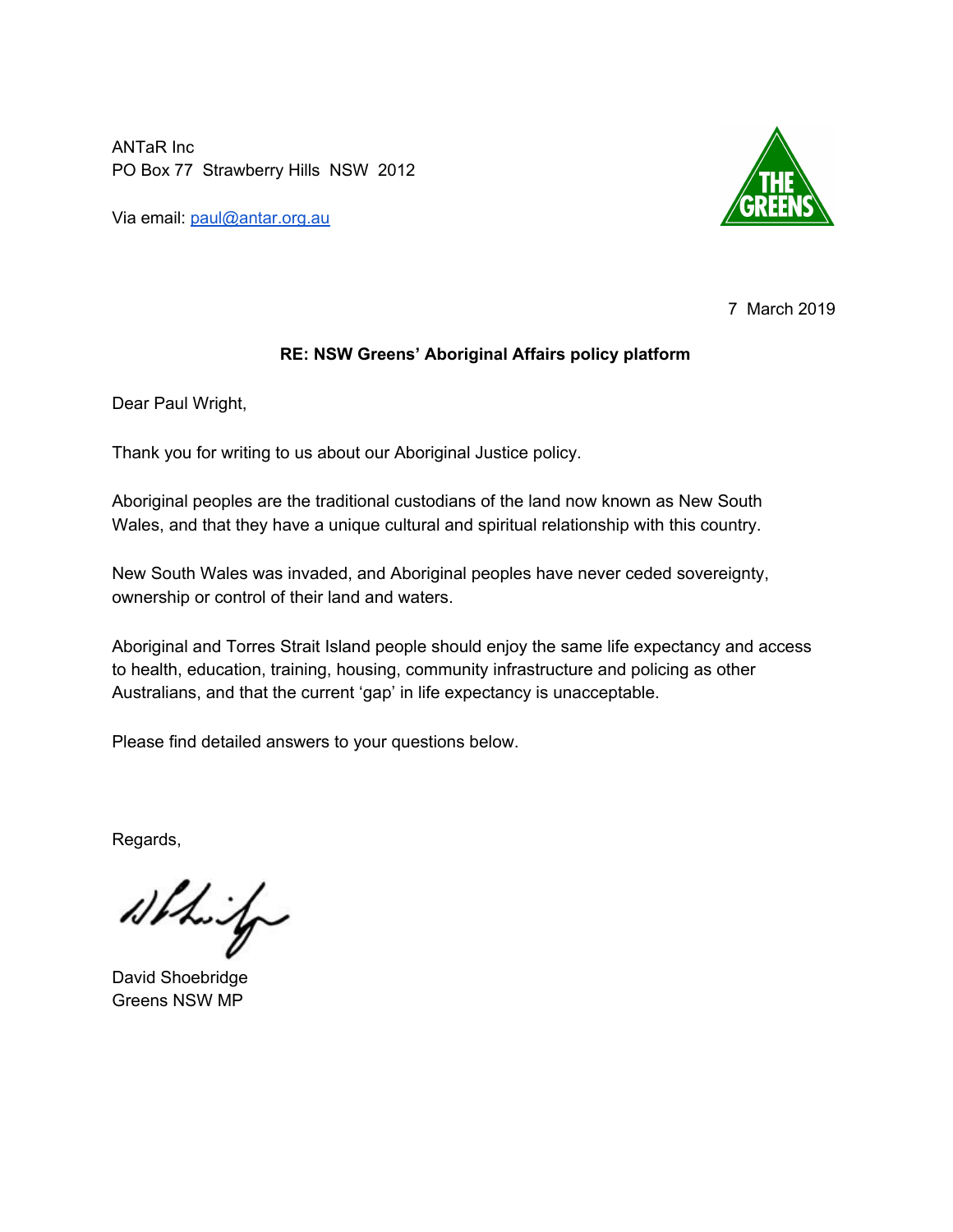ANTaR Inc
PO Box 77 Strawberry Hills NSW 2012

Via email: paul@antar.org.au

7 March 2019

**RE: NSW Greens' Aboriginal Affairs policy platform**

Dear Paul Wright,

Thank you for writing to us about our Aboriginal Justice policy.

Aboriginal peoples are the traditional custodians of the land now known as New South Wales, and that they have a unique cultural and spiritual relationship with this country.

New South Wales was invaded, and Aboriginal peoples have never ceded sovereignty, ownership or control of their land and waters.

Aboriginal and Torres Strait Island people should enjoy the same life expectancy and access to health, education, training, housing, community infrastructure and policing as other Australians, and that the current 'gap' in life expectancy is unacceptable.

Please find detailed answers to your questions below.

Regards,

David Shoebridge
Greens NSW MP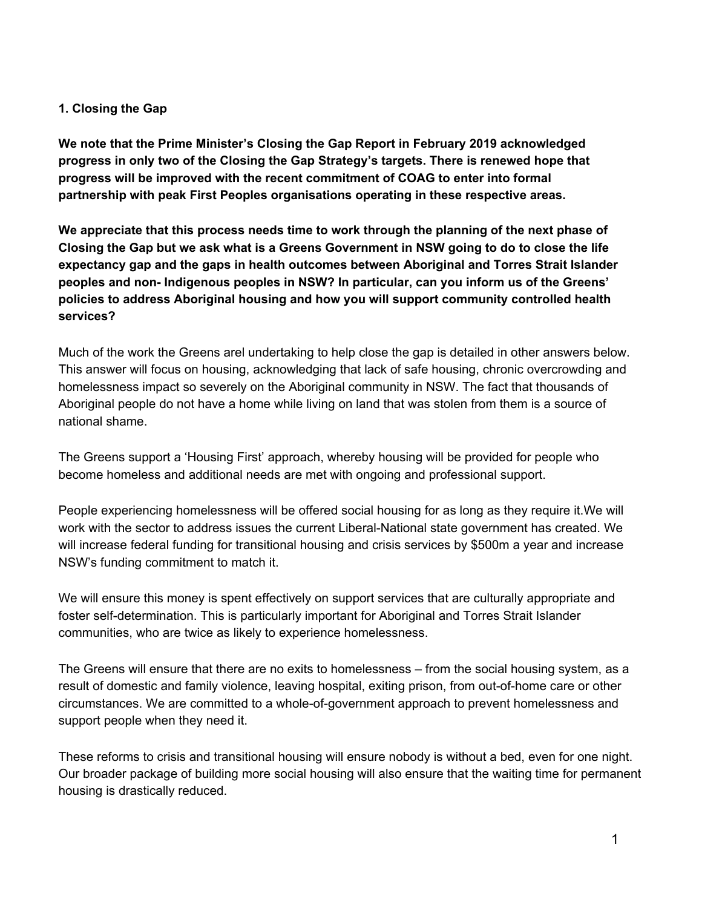**1. Closing the Gap**

**We note that the Prime Minister's Closing the Gap Report in February 2019 acknowledged progress in only two of the Closing the Gap Strategy's targets. There is renewed hope that progress will be improved with the recent commitment of COAG to enter into formal partnership with peak First Peoples organisations operating in these respective areas.**

**We appreciate that this process needs time to work through the planning of the next phase of Closing the Gap but we ask what is a Greens Government in NSW going to do to close the life expectancy gap and the gaps in health outcomes between Aboriginal and Torres Strait Islander peoples and non- Indigenous peoples in NSW? In particular, can you inform us of the Greens' policies to address Aboriginal housing and how you will support community controlled health services?**

Much of the work the Greens arel undertaking to help close the gap is detailed in other answers below. This answer will focus on housing, acknowledging that lack of safe housing, chronic overcrowding and homelessness impact so severely on the Aboriginal community in NSW. The fact that thousands of Aboriginal people do not have a home while living on land that was stolen from them is a source of national shame.

The Greens support a 'Housing First' approach, whereby housing will be provided for people who become homeless and additional needs are met with ongoing and professional support.

People experiencing homelessness will be offered social housing for as long as they require it.We will work with the sector to address issues the current Liberal-National state government has created. We will increase federal funding for transitional housing and crisis services by $500m a year and increase NSW's funding commitment to match it.

We will ensure this money is spent effectively on support services that are culturally appropriate and foster self-determination. This is particularly important for Aboriginal and Torres Strait Islander communities, who are twice as likely to experience homelessness.

The Greens will ensure that there are no exits to homelessness – from the social housing system, as a result of domestic and family violence, leaving hospital, exiting prison, from out-of-home care or other circumstances. We are committed to a whole-of-government approach to prevent homelessness and support people when they need it.

These reforms to crisis and transitional housing will ensure nobody is without a bed, even for one night. Our broader package of building more social housing will also ensure that the waiting time for permanent housing is drastically reduced.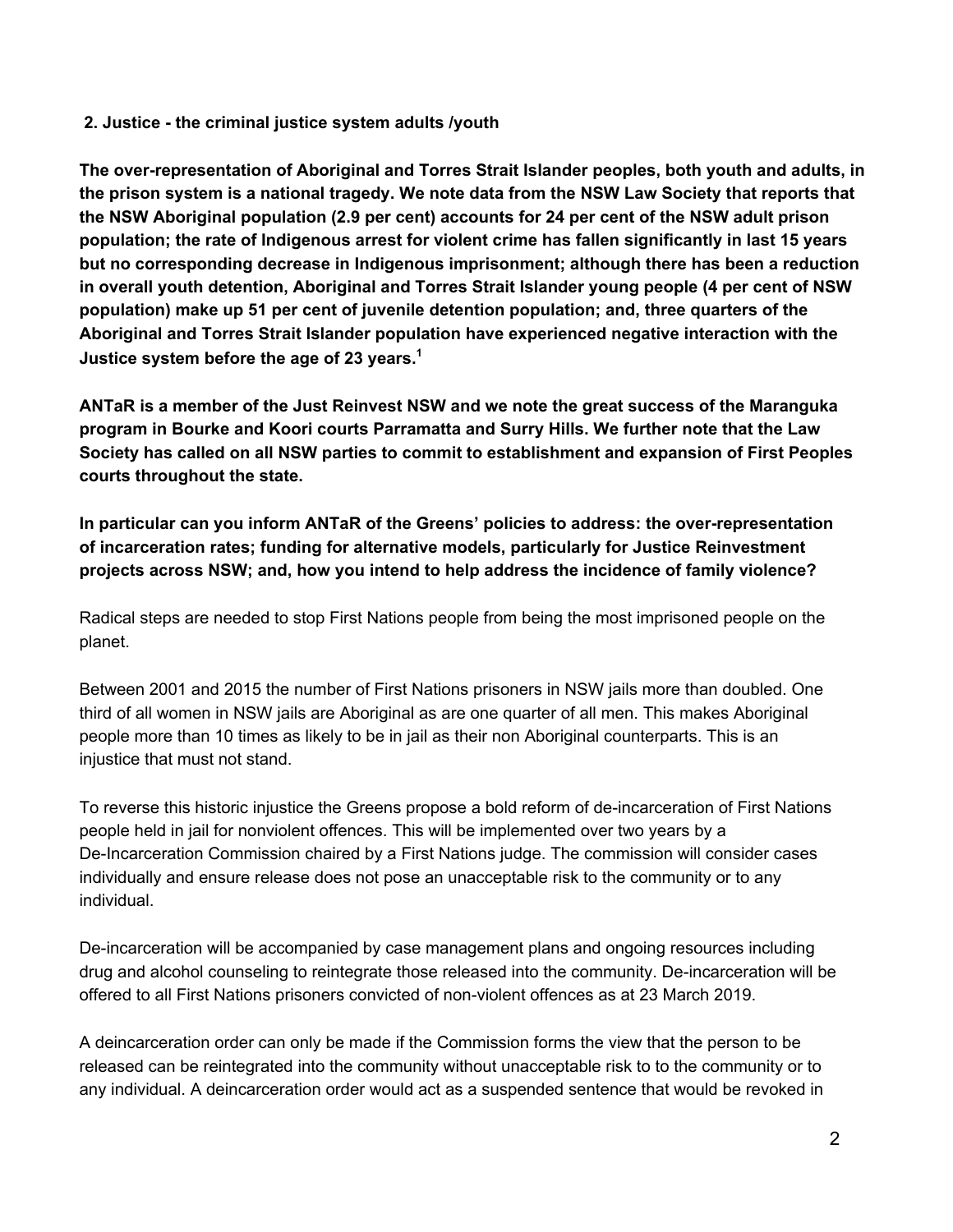**2. Justice - the criminal justice system adults /youth**

**The over-representation of Aboriginal and Torres Strait Islander peoples, both youth and adults, in the prison system is a national tragedy. We note data from the NSW Law Society that reports that the NSW Aboriginal population (2.9 per cent) accounts for 24 per cent of the NSW adult prison population; the rate of Indigenous arrest for violent crime has fallen significantly in last 15 years but no corresponding decrease in Indigenous imprisonment; although there has been a reduction in overall youth detention, Aboriginal and Torres Strait Islander young people (4 per cent of NSW population) make up 51 per cent of juvenile detention population; and, three quarters of the Aboriginal and Torres Strait Islander population have experienced negative interaction with the Justice system before the age of 23 years.[1]**

**ANTaR is a member of the Just Reinvest NSW and we note the great success of the Maranguka program in Bourke and Koori courts Parramatta and Surry Hills. We further note that the Law Society has called on all NSW parties to commit to establishment and expansion of First Peoples courts throughout the state.**

**In particular can you inform ANTaR of the Greens' policies to address: the over-representation of incarceration rates; funding for alternative models, particularly for Justice Reinvestment projects across NSW; and, how you intend to help address the incidence of family violence?**

Radical steps are needed to stop First Nations people from being the most imprisoned people on the planet.

Between 2001 and 2015 the number of First Nations prisoners in NSW jails more than doubled. One third of all women in NSW jails are Aboriginal as are one quarter of all men. This makes Aboriginal people more than 10 times as likely to be in jail as their non Aboriginal counterparts. This is an injustice that must not stand.

To reverse this historic injustice the Greens propose a bold reform of de-incarceration of First Nations people held in jail for nonviolent offences. This will be implemented over two years by a De-Incarceration Commission chaired by a First Nations judge. The commission will consider cases individually and ensure release does not pose an unacceptable risk to the community or to any individual.

De-incarceration will be accompanied by case management plans and ongoing resources including drug and alcohol counseling to reintegrate those released into the community. De-incarceration will be offered to all First Nations prisoners convicted of non-violent offences as at 23 March 2019.

A deincarceration order can only be made if the Commission forms the view that the person to be released can be reintegrated into the community without unacceptable risk to to the community or to any individual. A deincarceration order would act as a suspended sentence that would be revoked in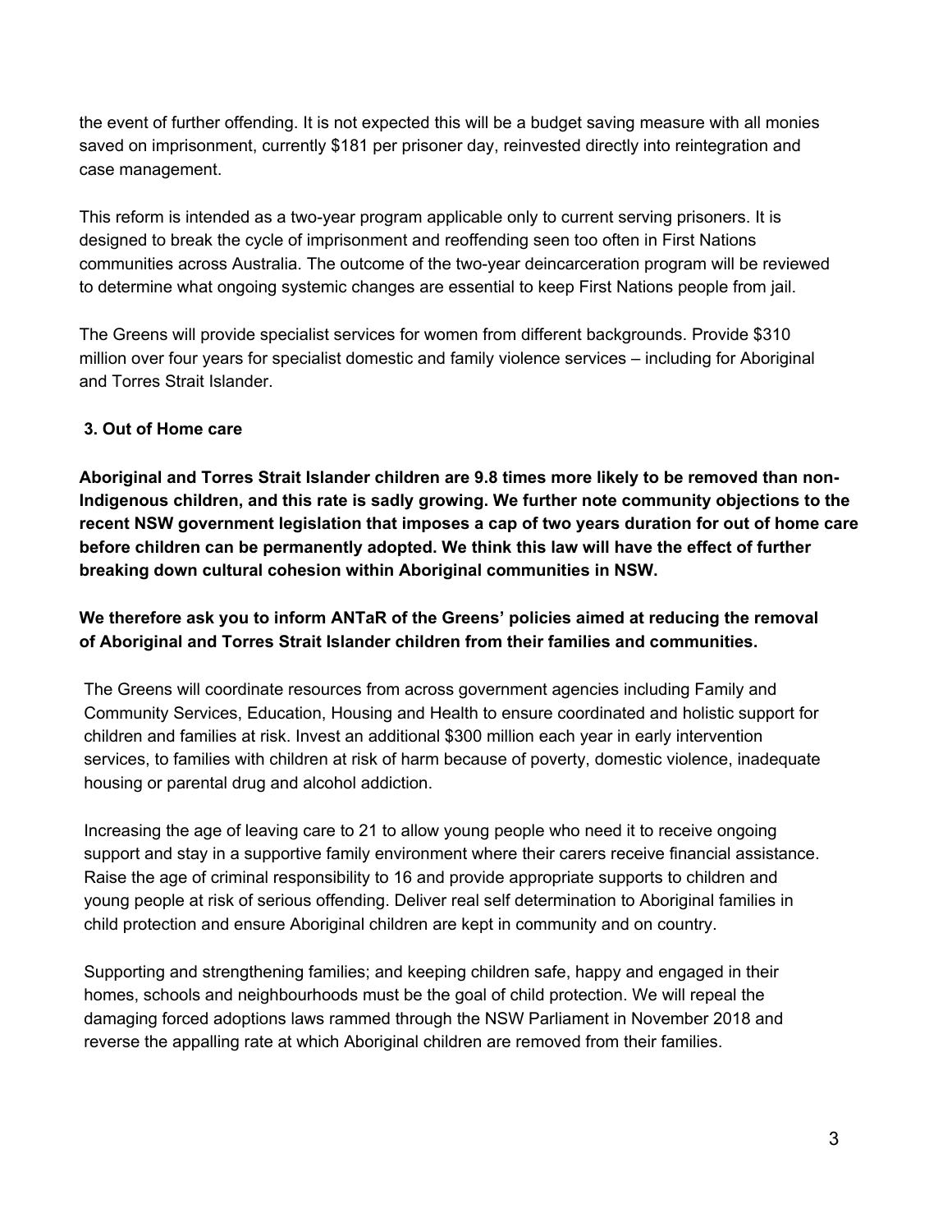the event of further offending. It is not expected this will be a budget saving measure with all monies saved on imprisonment, currently $181 per prisoner day, reinvested directly into reintegration and case management.

This reform is intended as a two-year program applicable only to current serving prisoners. It is designed to break the cycle of imprisonment and reoffending seen too often in First Nations communities across Australia. The outcome of the two-year deincarceration program will be reviewed to determine what ongoing systemic changes are essential to keep First Nations people from jail.

The Greens will provide specialist services for women from different backgrounds. Provide $310 million over four years for specialist domestic and family violence services – including for Aboriginal and Torres Strait Islander.

### 3. Out of Home care

**Aboriginal and Torres Strait Islander children are 9.8 times more likely to be removed than non-Indigenous children, and this rate is sadly growing. We further note community objections to the recent NSW government legislation that imposes a cap of two years duration for out of home care before children can be permanently adopted. We think this law will have the effect of further breaking down cultural cohesion within Aboriginal communities in NSW.**

**We therefore ask you to inform ANTaR of the Greens' policies aimed at reducing the removal of Aboriginal and Torres Strait Islander children from their families and communities.**

The Greens will coordinate resources from across government agencies including Family and Community Services, Education, Housing and Health to ensure coordinated and holistic support for children and families at risk. Invest an additional $300 million each year in early intervention services, to families with children at risk of harm because of poverty, domestic violence, inadequate housing or parental drug and alcohol addiction.

Increasing the age of leaving care to 21 to allow young people who need it to receive ongoing support and stay in a supportive family environment where their carers receive financial assistance. Raise the age of criminal responsibility to 16 and provide appropriate supports to children and young people at risk of serious offending. Deliver real self determination to Aboriginal families in child protection and ensure Aboriginal children are kept in community and on country.

Supporting and strengthening families; and keeping children safe, happy and engaged in their homes, schools and neighbourhoods must be the goal of child protection. We will repeal the damaging forced adoptions laws rammed through the NSW Parliament in November 2018 and reverse the appalling rate at which Aboriginal children are removed from their families.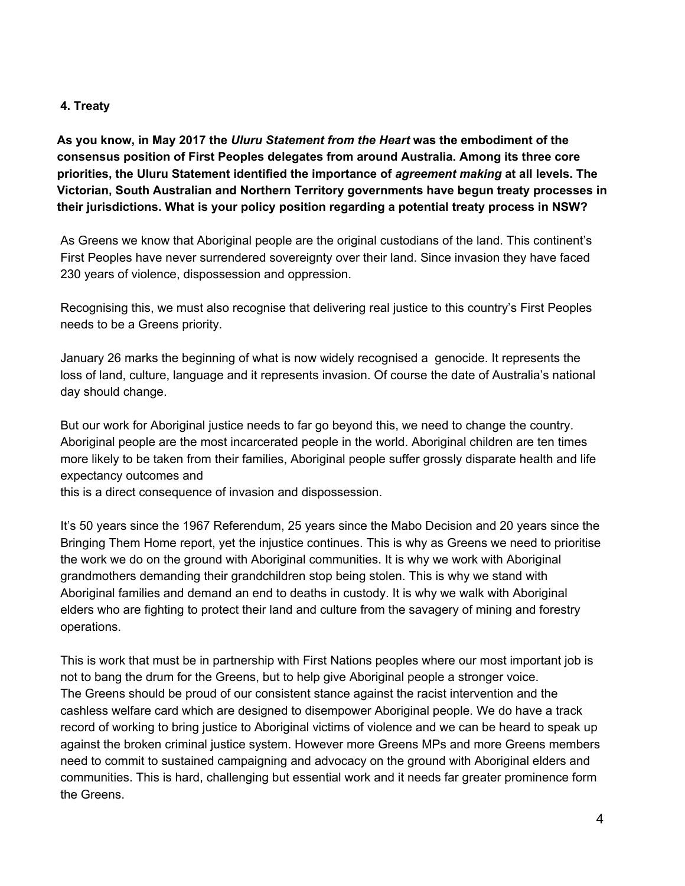**4. Treaty**

**As you know, in May 2017 the *Uluru Statement from the Heart* was the embodiment of the consensus position of First Peoples delegates from around Australia. Among its three core priorities, the Uluru Statement identified the importance of *agreement making* at all levels. The Victorian, South Australian and Northern Territory governments have begun treaty processes in their jurisdictions. What is your policy position regarding a potential treaty process in NSW?**

As Greens we know that Aboriginal people are the original custodians of the land. This continent's First Peoples have never surrendered sovereignty over their land. Since invasion they have faced 230 years of violence, dispossession and oppression.

Recognising this, we must also recognise that delivering real justice to this country's First Peoples needs to be a Greens priority.

January 26 marks the beginning of what is now widely recognised a genocide. It represents the loss of land, culture, language and it represents invasion. Of course the date of Australia's national day should change.

But our work for Aboriginal justice needs to far go beyond this, we need to change the country. Aboriginal people are the most incarcerated people in the world. Aboriginal children are ten times more likely to be taken from their families, Aboriginal people suffer grossly disparate health and life expectancy outcomes and
this is a direct consequence of invasion and dispossession.

It's 50 years since the 1967 Referendum, 25 years since the Mabo Decision and 20 years since the Bringing Them Home report, yet the injustice continues. This is why as Greens we need to prioritise the work we do on the ground with Aboriginal communities. It is why we work with Aboriginal grandmothers demanding their grandchildren stop being stolen. This is why we stand with Aboriginal families and demand an end to deaths in custody. It is why we walk with Aboriginal elders who are fighting to protect their land and culture from the savagery of mining and forestry operations.

This is work that must be in partnership with First Nations peoples where our most important job is not to bang the drum for the Greens, but to help give Aboriginal people a stronger voice.
The Greens should be proud of our consistent stance against the racist intervention and the cashless welfare card which are designed to disempower Aboriginal people. We do have a track record of working to bring justice to Aboriginal victims of violence and we can be heard to speak up against the broken criminal justice system. However more Greens MPs and more Greens members need to commit to sustained campaigning and advocacy on the ground with Aboriginal elders and communities. This is hard, challenging but essential work and it needs far greater prominence form the Greens.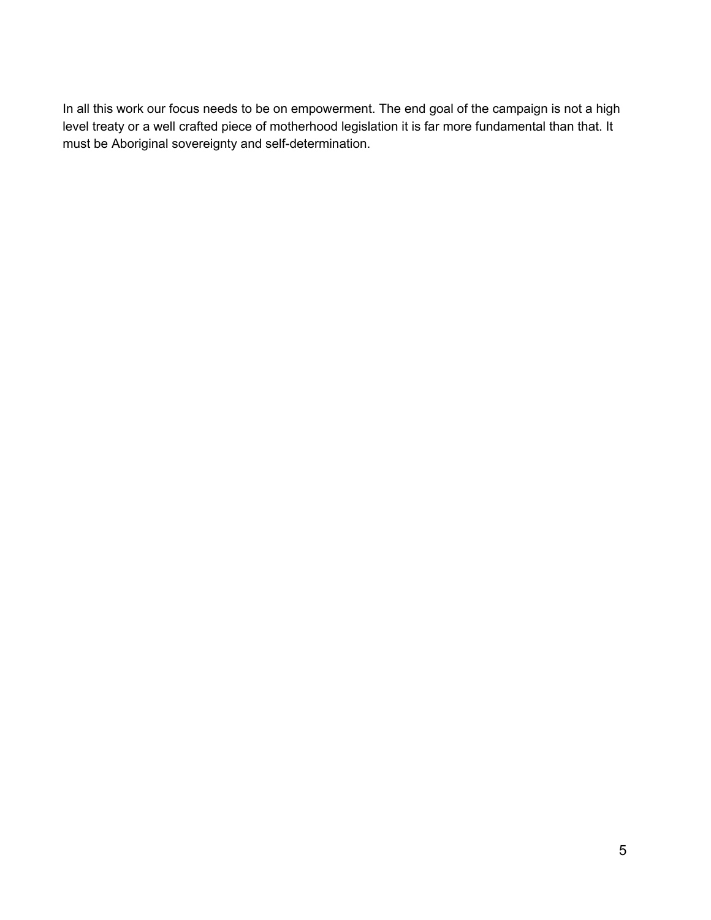In all this work our focus needs to be on empowerment. The end goal of the campaign is not a high level treaty or a well crafted piece of motherhood legislation it is far more fundamental than that. It must be Aboriginal sovereignty and self-determination.